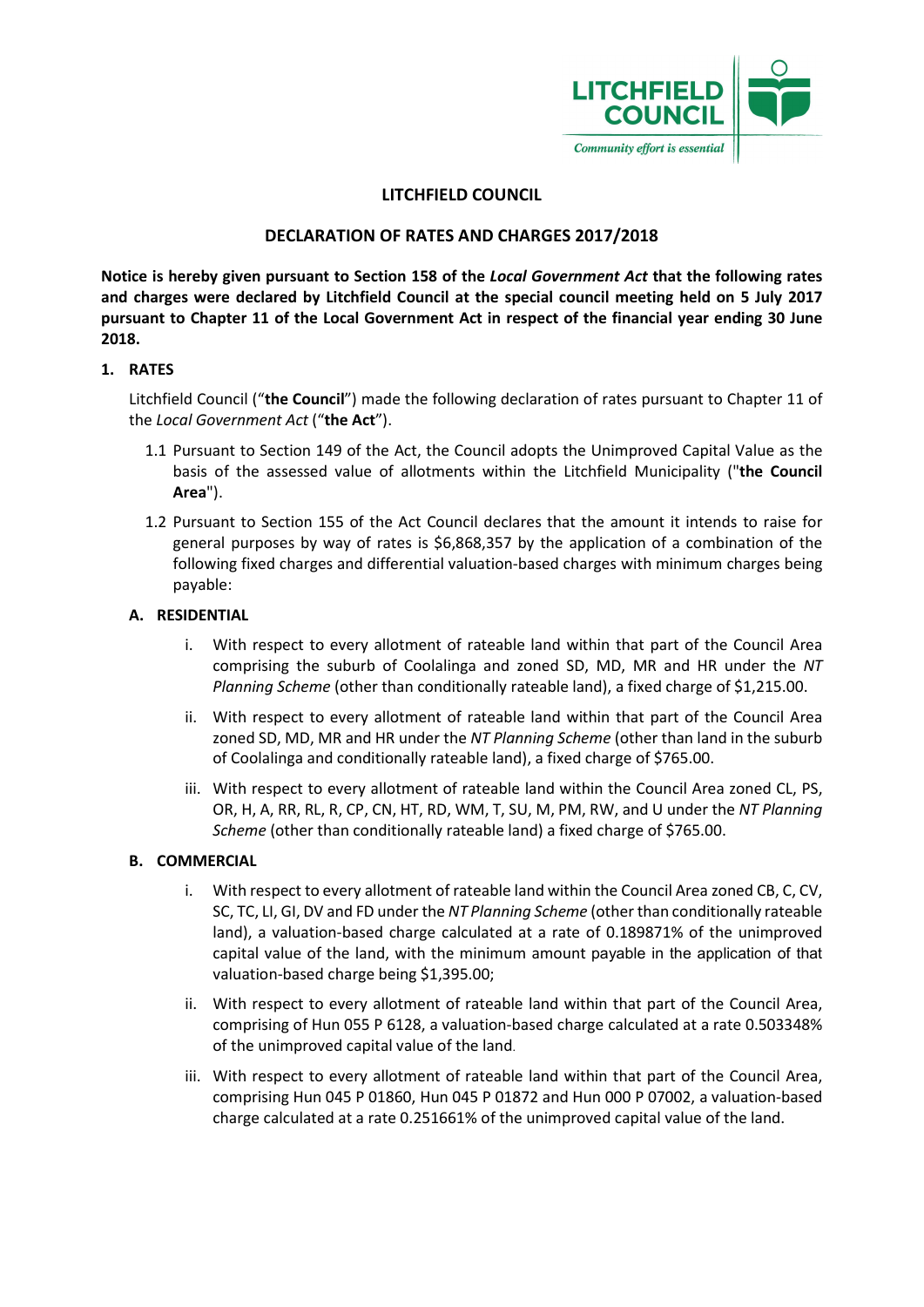LITCHFIELD COUNCIL

Community effort is essential

# LITCHFIELD COUNCIL

## DECLARATION OF RATES AND CHARGES 2017/2018

**Notice is hereby given pursuant to Section 158 of the *Local Government Act* that the following rates and charges were declared by Litchfield Council at the special council meeting held on 5 July 2017 pursuant to Chapter 11 of the Local Government Act in respect of the financial year ending 30 June 2018.**

### 1. RATES

Litchfield Council ("**the Council**") made the following declaration of rates pursuant to Chapter 11 of the *Local Government Act* ("**the Act**").

1.1 Pursuant to Section 149 of the Act, the Council adopts the Unimproved Capital Value as the basis of the assessed value of allotments within the Litchfield Municipality ("**the Council Area**").

1.2 Pursuant to Section 155 of the Act Council declares that the amount it intends to raise for general purposes by way of rates is $6,868,357 by the application of a combination of the following fixed charges and differential valuation-based charges with minimum charges being payable:

#### A. RESIDENTIAL

i. With respect to every allotment of rateable land within that part of the Council Area comprising the suburb of Coolalinga and zoned SD, MD, MR and HR under the *NT Planning Scheme* (other than conditionally rateable land), a fixed charge of $1,215.00.

ii. With respect to every allotment of rateable land within that part of the Council Area zoned SD, MD, MR and HR under the *NT Planning Scheme* (other than land in the suburb of Coolalinga and conditionally rateable land), a fixed charge of $765.00.

iii. With respect to every allotment of rateable land within the Council Area zoned CL, PS, OR, H, A, RR, RL, R, CP, CN, HT, RD, WM, T, SU, M, PM, RW, and U under the *NT Planning Scheme* (other than conditionally rateable land) a fixed charge of $765.00.

#### B. COMMERCIAL

i. With respect to every allotment of rateable land within the Council Area zoned CB, C, CV, SC, TC, LI, GI, DV and FD under the *NT Planning Scheme* (other than conditionally rateable land), a valuation-based charge calculated at a rate of 0.189871% of the unimproved capital value of the land, with the minimum amount payable in the application of that valuation-based charge being $1,395.00;

ii. With respect to every allotment of rateable land within that part of the Council Area, comprising of Hun 055 P 6128, a valuation-based charge calculated at a rate 0.503348% of the unimproved capital value of the land.

iii. With respect to every allotment of rateable land within that part of the Council Area, comprising Hun 045 P 01860, Hun 045 P 01872 and Hun 000 P 07002, a valuation-based charge calculated at a rate 0.251661% of the unimproved capital value of the land.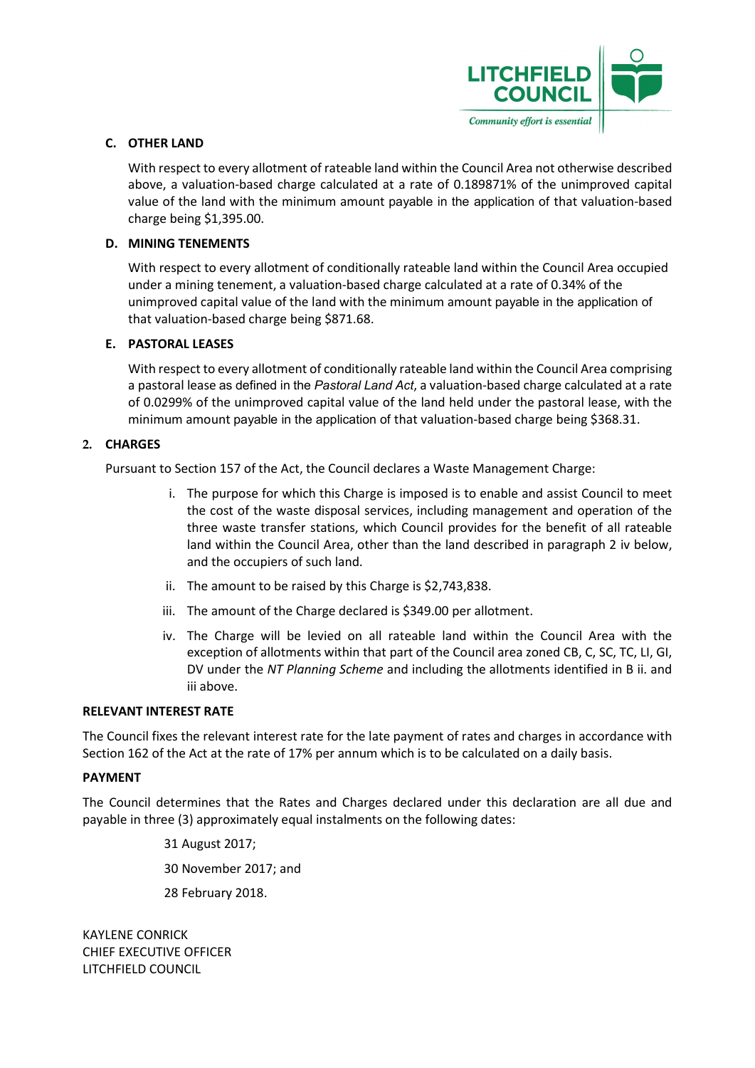### C. OTHER LAND

With respect to every allotment of rateable land within the Council Area not otherwise described above, a valuation-based charge calculated at a rate of 0.189871% of the unimproved capital value of the land with the minimum amount payable in the application of that valuation-based charge being $1,395.00.

### D. MINING TENEMENTS

With respect to every allotment of conditionally rateable land within the Council Area occupied under a mining tenement, a valuation-based charge calculated at a rate of 0.34% of the unimproved capital value of the land with the minimum amount payable in the application of that valuation-based charge being $871.68.

### E. PASTORAL LEASES

With respect to every allotment of conditionally rateable land within the Council Area comprising a pastoral lease as defined in the *Pastoral Land Act*, a valuation-based charge calculated at a rate of 0.0299% of the unimproved capital value of the land held under the pastoral lease, with the minimum amount payable in the application of that valuation-based charge being $368.31.

## 2. CHARGES

Pursuant to Section 157 of the Act, the Council declares a Waste Management Charge:

i. The purpose for which this Charge is imposed is to enable and assist Council to meet the cost of the waste disposal services, including management and operation of the three waste transfer stations, which Council provides for the benefit of all rateable land within the Council Area, other than the land described in paragraph 2 iv below, and the occupiers of such land.

ii. The amount to be raised by this Charge is $2,743,838.

iii. The amount of the Charge declared is $349.00 per allotment.

iv. The Charge will be levied on all rateable land within the Council Area with the exception of allotments within that part of the Council area zoned CB, C, SC, TC, LI, GI, DV under the *NT Planning Scheme* and including the allotments identified in B ii. and iii above.

## RELEVANT INTEREST RATE

The Council fixes the relevant interest rate for the late payment of rates and charges in accordance with Section 162 of the Act at the rate of 17% per annum which is to be calculated on a daily basis.

## PAYMENT

The Council determines that the Rates and Charges declared under this declaration are all due and payable in three (3) approximately equal instalments on the following dates:

31 August 2017;

30 November 2017; and

28 February 2018.

KAYLENE CONRICK
CHIEF EXECUTIVE OFFICER
LITCHFIELD COUNCIL